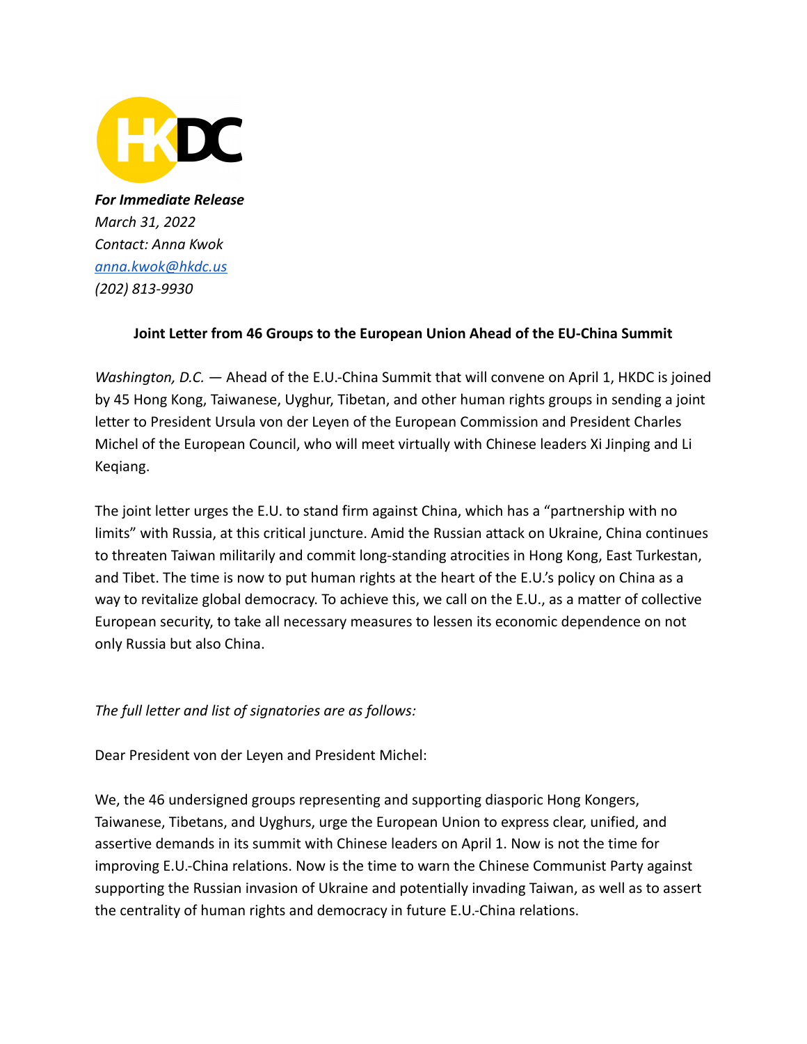***For Immediate Release***
*March 31, 2022*
*Contact: Anna Kwok*
*[anna.kwok@hkdc.us](mailto:anna.kwok@hkdc.us)*
*(202) 813-9930*

**Joint Letter from 46 Groups to the European Union Ahead of the EU-China Summit**

*Washington, D.C.* — Ahead of the E.U.-China Summit that will convene on April 1, HKDC is joined by 45 Hong Kong, Taiwanese, Uyghur, Tibetan, and other human rights groups in sending a joint letter to President Ursula von der Leyen of the European Commission and President Charles Michel of the European Council, who will meet virtually with Chinese leaders Xi Jinping and Li Keqiang.

The joint letter urges the E.U. to stand firm against China, which has a "partnership with no limits" with Russia, at this critical juncture. Amid the Russian attack on Ukraine, China continues to threaten Taiwan militarily and commit long-standing atrocities in Hong Kong, East Turkestan, and Tibet. The time is now to put human rights at the heart of the E.U.'s policy on China as a way to revitalize global democracy. To achieve this, we call on the E.U., as a matter of collective European security, to take all necessary measures to lessen its economic dependence on not only Russia but also China.

*The full letter and list of signatories are as follows:*

Dear President von der Leyen and President Michel:

We, the 46 undersigned groups representing and supporting diasporic Hong Kongers, Taiwanese, Tibetans, and Uyghurs, urge the European Union to express clear, unified, and assertive demands in its summit with Chinese leaders on April 1. Now is not the time for improving E.U.-China relations. Now is the time to warn the Chinese Communist Party against supporting the Russian invasion of Ukraine and potentially invading Taiwan, as well as to assert the centrality of human rights and democracy in future E.U.-China relations.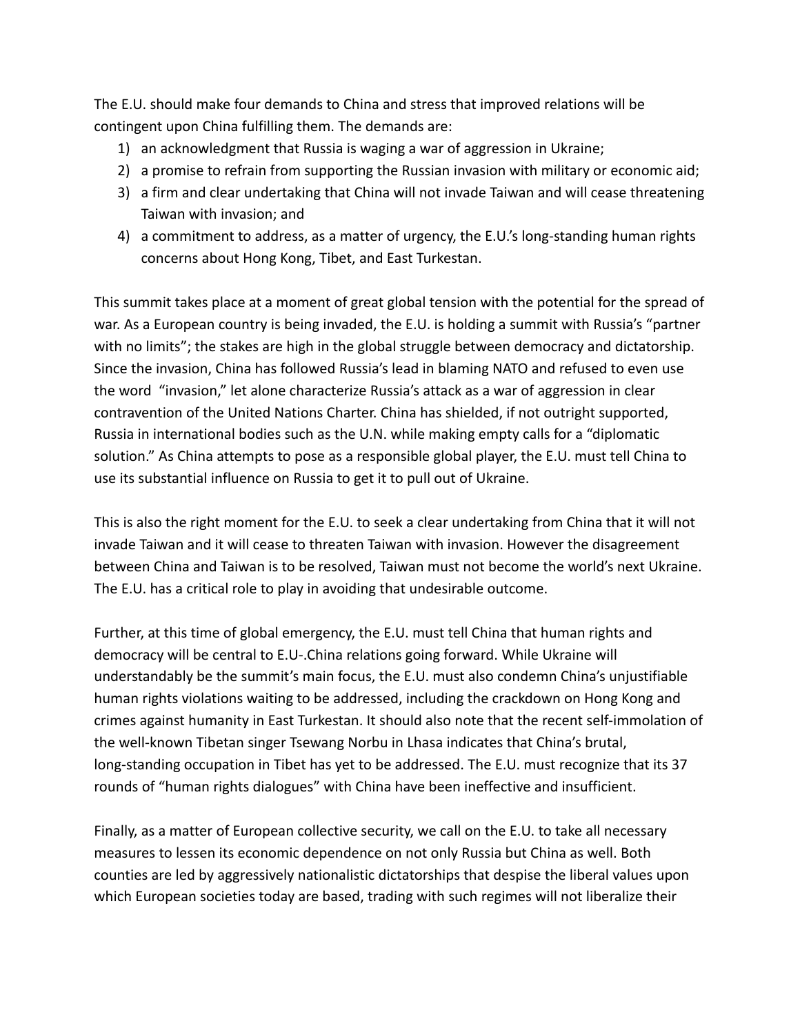The E.U. should make four demands to China and stress that improved relations will be contingent upon China fulfilling them. The demands are:

1) an acknowledgment that Russia is waging a war of aggression in Ukraine;
2) a promise to refrain from supporting the Russian invasion with military or economic aid;
3) a firm and clear undertaking that China will not invade Taiwan and will cease threatening Taiwan with invasion; and
4) a commitment to address, as a matter of urgency, the E.U.'s long-standing human rights concerns about Hong Kong, Tibet, and East Turkestan.

This summit takes place at a moment of great global tension with the potential for the spread of war. As a European country is being invaded, the E.U. is holding a summit with Russia's "partner with no limits"; the stakes are high in the global struggle between democracy and dictatorship. Since the invasion, China has followed Russia's lead in blaming NATO and refused to even use the word "invasion," let alone characterize Russia's attack as a war of aggression in clear contravention of the United Nations Charter. China has shielded, if not outright supported, Russia in international bodies such as the U.N. while making empty calls for a "diplomatic solution." As China attempts to pose as a responsible global player, the E.U. must tell China to use its substantial influence on Russia to get it to pull out of Ukraine.

This is also the right moment for the E.U. to seek a clear undertaking from China that it will not invade Taiwan and it will cease to threaten Taiwan with invasion. However the disagreement between China and Taiwan is to be resolved, Taiwan must not become the world's next Ukraine. The E.U. has a critical role to play in avoiding that undesirable outcome.

Further, at this time of global emergency, the E.U. must tell China that human rights and democracy will be central to E.U-.China relations going forward. While Ukraine will understandably be the summit's main focus, the E.U. must also condemn China's unjustifiable human rights violations waiting to be addressed, including the crackdown on Hong Kong and crimes against humanity in East Turkestan. It should also note that the recent self-immolation of the well-known Tibetan singer Tsewang Norbu in Lhasa indicates that China's brutal, long-standing occupation in Tibet has yet to be addressed. The E.U. must recognize that its 37 rounds of "human rights dialogues" with China have been ineffective and insufficient.

Finally, as a matter of European collective security, we call on the E.U. to take all necessary measures to lessen its economic dependence on not only Russia but China as well. Both counties are led by aggressively nationalistic dictatorships that despise the liberal values upon which European societies today are based, trading with such regimes will not liberalize their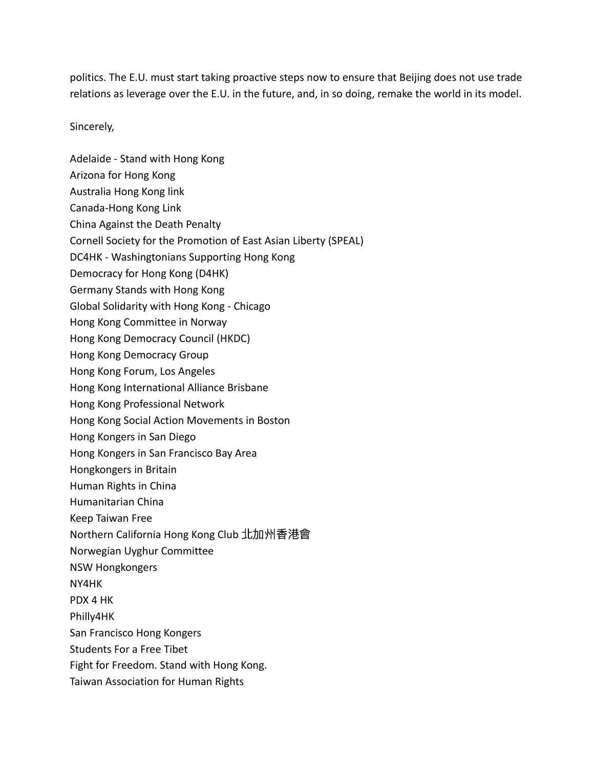politics. The E.U. must start taking proactive steps now to ensure that Beijing does not use trade relations as leverage over the E.U. in the future, and, in so doing, remake the world in its model.

Sincerely,

Adelaide - Stand with Hong Kong
Arizona for Hong Kong
Australia Hong Kong link
Canada-Hong Kong Link
China Against the Death Penalty
Cornell Society for the Promotion of East Asian Liberty (SPEAL)
DC4HK - Washingtonians Supporting Hong Kong
Democracy for Hong Kong (D4HK)
Germany Stands with Hong Kong
Global Solidarity with Hong Kong - Chicago
Hong Kong Committee in Norway
Hong Kong Democracy Council (HKDC)
Hong Kong Democracy Group
Hong Kong Forum, Los Angeles
Hong Kong International Alliance Brisbane
Hong Kong Professional Network
Hong Kong Social Action Movements in Boston
Hong Kongers in San Diego
Hong Kongers in San Francisco Bay Area
Hongkongers in Britain
Human Rights in China
Humanitarian China
Keep Taiwan Free
Northern California Hong Kong Club 北加州香港會
Norwegian Uyghur Committee
NSW Hongkongers
NY4HK
PDX 4 HK
Philly4HK
San Francisco Hong Kongers
Students For a Free Tibet
Fight for Freedom. Stand with Hong Kong.
Taiwan Association for Human Rights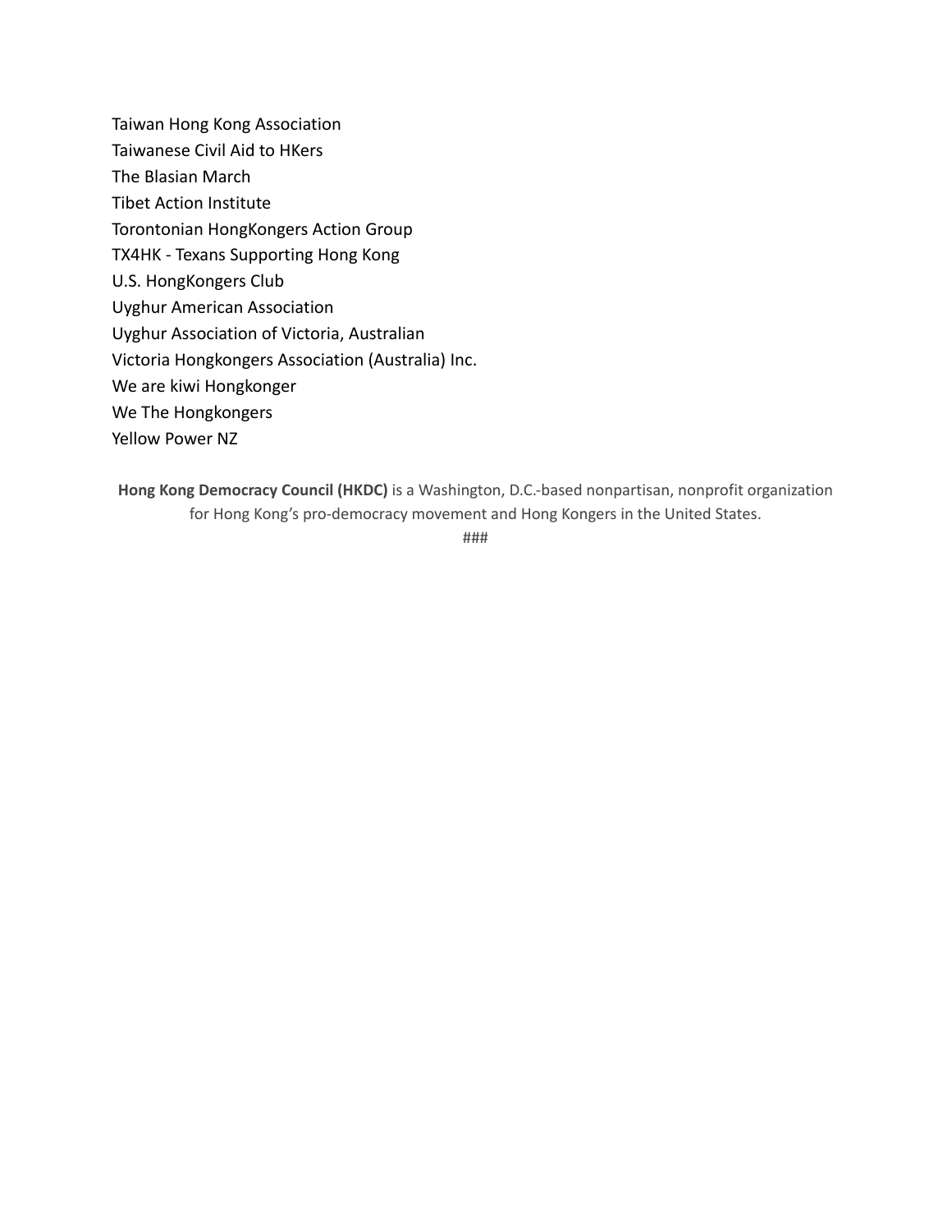Taiwan Hong Kong Association
Taiwanese Civil Aid to HKers
The Blasian March
Tibet Action Institute
Torontonian HongKongers Action Group
TX4HK - Texans Supporting Hong Kong
U.S. HongKongers Club
Uyghur American Association
Uyghur Association of Victoria, Australian
Victoria Hongkongers Association (Australia) Inc.
We are kiwi Hongkonger
We The Hongkongers
Yellow Power NZ

**Hong Kong Democracy Council (HKDC)** is a Washington, D.C.-based nonpartisan, nonprofit organization for Hong Kong's pro-democracy movement and Hong Kongers in the United States.

###